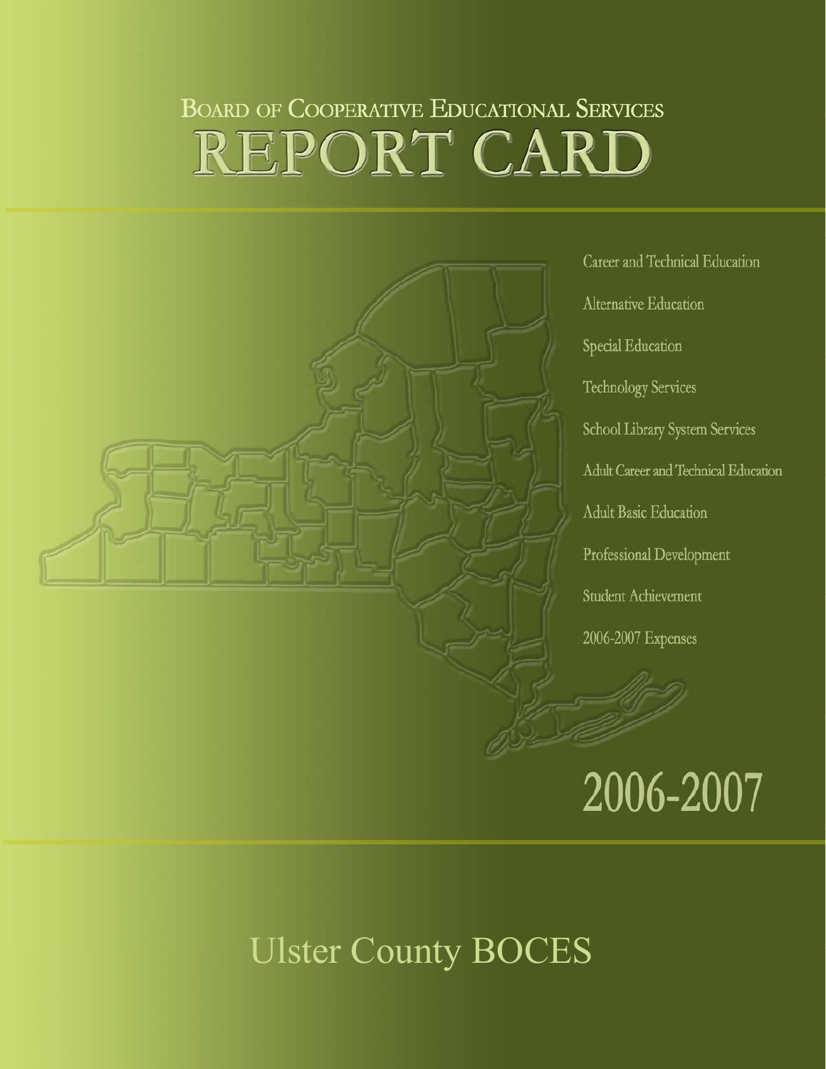# Board of Cooperative Educational Services
# REPORT CARD

Career and Technical Education

Alternative Education

Special Education

Technology Services

School Library System Services

Adult Career and Technical Education

Adult Basic Education

Professional Development

Student Achievement

2006-2007 Expenses

## 2006-2007

## Ulster County BOCES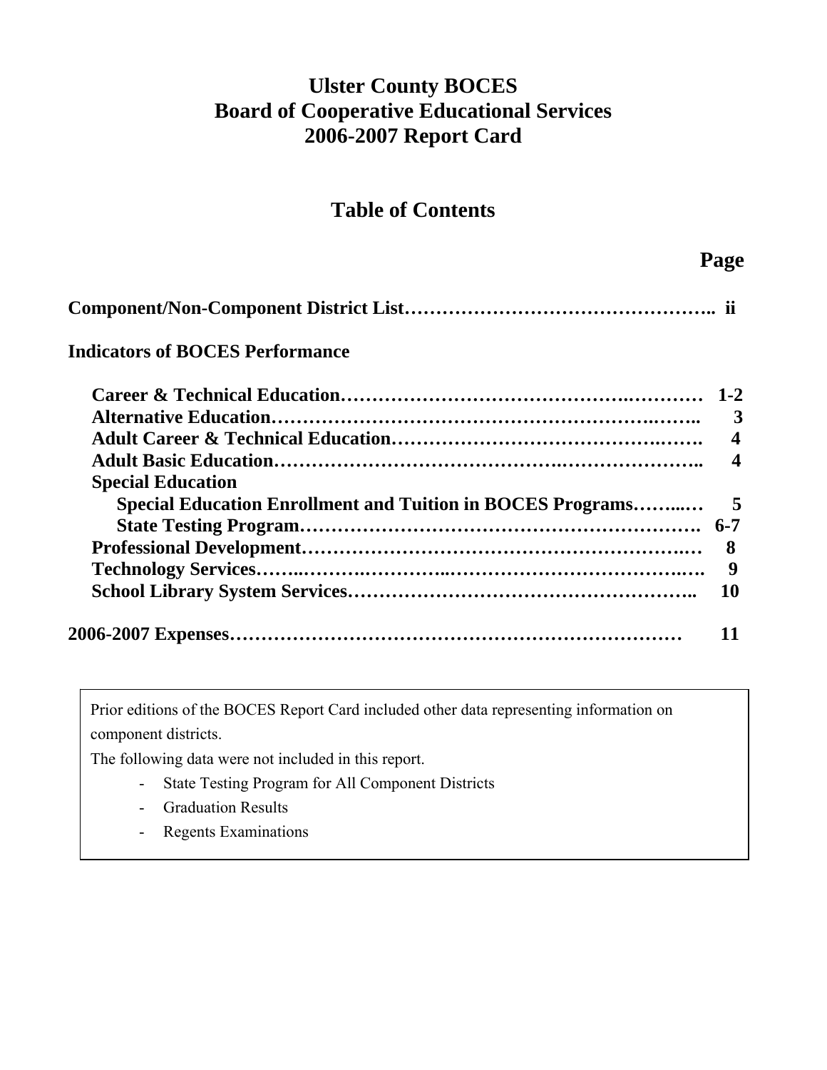# Ulster County BOCES
# Board of Cooperative Educational Services
# 2006-2007 Report Card

## Table of Contents

| | Page |
|---|---|
| **Component/Non-Component District List** | **ii** |
| **Indicators of BOCES Performance** | |
| **Career & Technical Education** | **1-2** |
| **Alternative Education** | **3** |
| **Adult Career & Technical Education** | **4** |
| **Adult Basic Education** | **4** |
| **Special Education** | |
| **Special Education Enrollment and Tuition in BOCES Programs** | **5** |
| **State Testing Program** | **6-7** |
| **Professional Development** | **8** |
| **Technology Services** | **9** |
| **School Library System Services** | **10** |
| **2006-2007 Expenses** | **11** |

Prior editions of the BOCES Report Card included other data representing information on component districts.

The following data were not included in this report.

- State Testing Program for All Component Districts
- Graduation Results
- Regents Examinations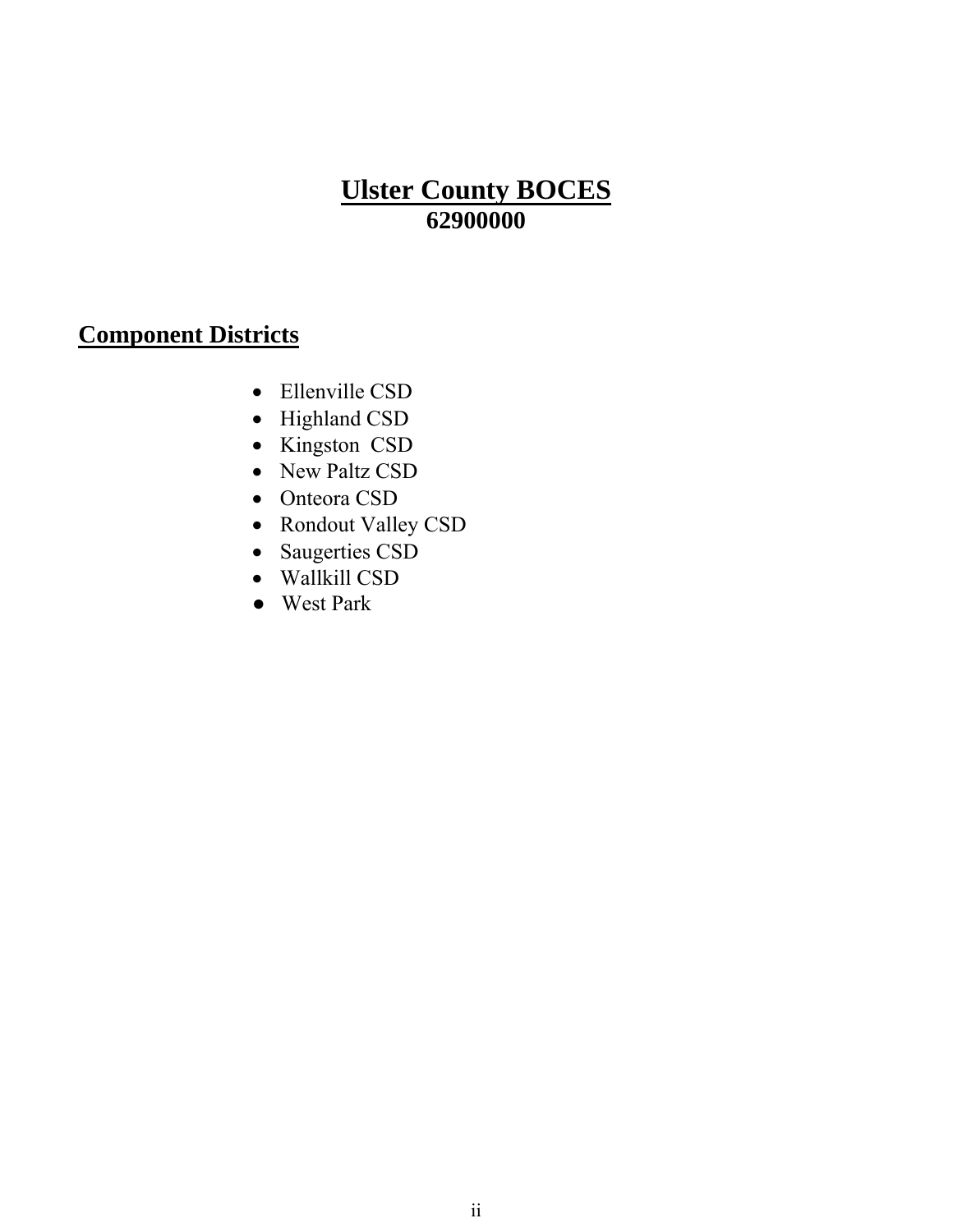# Ulster County BOCES
**62900000**

## Component Districts

- Ellenville CSD
- Highland CSD
- Kingston CSD
- New Paltz CSD
- Onteora CSD
- Rondout Valley CSD
- Saugerties CSD
- Wallkill CSD
- West Park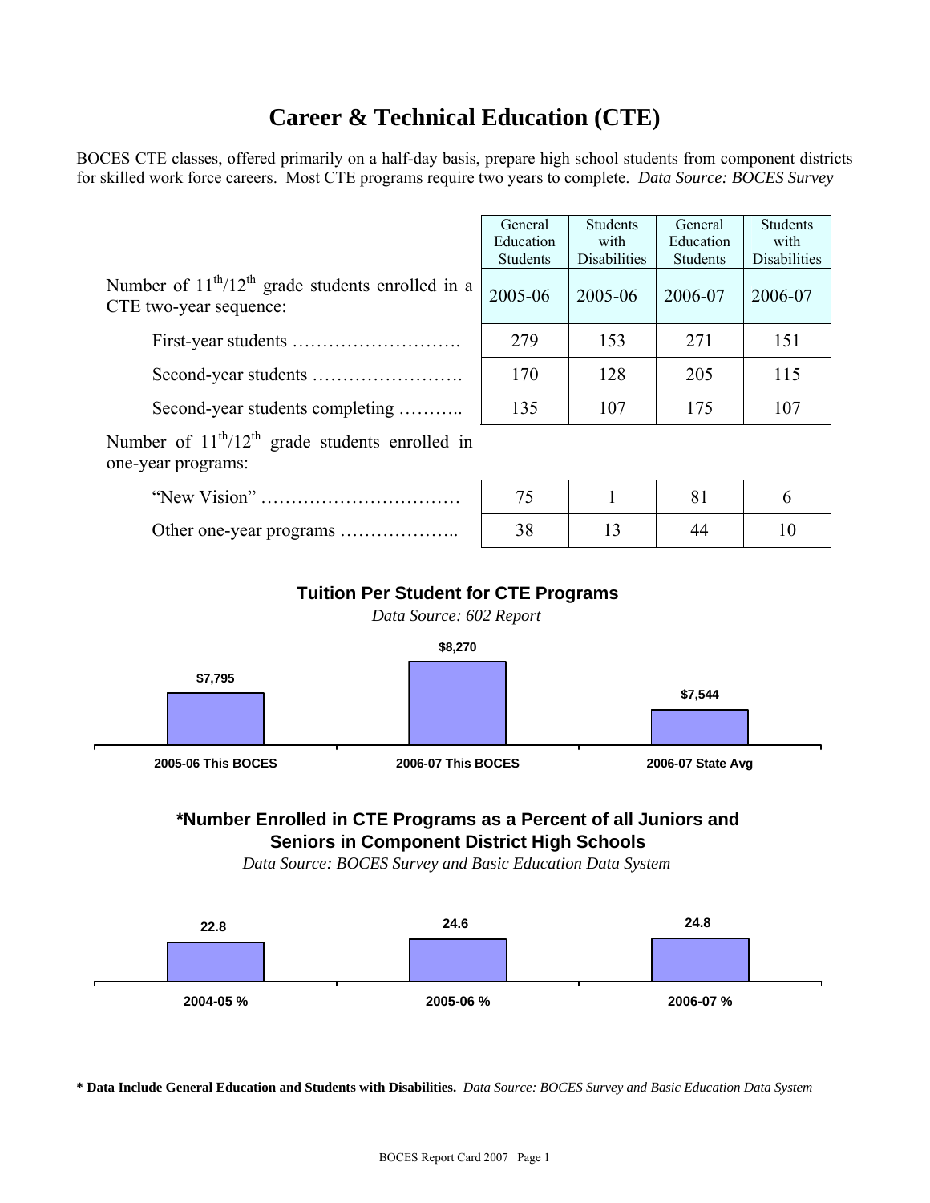# Career & Technical Education (CTE)

BOCES CTE classes, offered primarily on a half-day basis, prepare high school students from component districts for skilled work force careers. Most CTE programs require two years to complete. *Data Source: BOCES Survey*

| | General Education Students | Students with Disabilities | General Education Students | Students with Disabilities |
|---|---|---|---|---|
| Number of 11th/12th grade students enrolled in a CTE two-year sequence: | 2005-06 | 2005-06 | 2006-07 | 2006-07 |
| First-year students ………………………. | 279 | 153 | 271 | 151 |
| Second-year students ……………………. | 170 | 128 | 205 | 115 |
| Second-year students completing ……….. | 135 | 107 | 175 | 107 |
| Number of 11th/12th grade students enrolled in one-year programs: | | | | |
| "New Vision" …………………………… | 75 | 1 | 81 | 6 |
| Other one-year programs ……………….. | 38 | 13 | 44 | 10 |

**Tuition Per Student for CTE Programs**

*Data Source: 602 Report*

$7,795
$8,270
$7,544
2005-06 This BOCES
2006-07 This BOCES
2006-07 State Avg

**\*Number Enrolled in CTE Programs as a Percent of all Juniors and Seniors in Component District High Schools**

*Data Source: BOCES Survey and Basic Education Data System*

22.8
24.6
24.8
2004-05 %
2005-06 %
2006-07 %

**\* Data Include General Education and Students with Disabilities.** *Data Source: BOCES Survey and Basic Education Data System*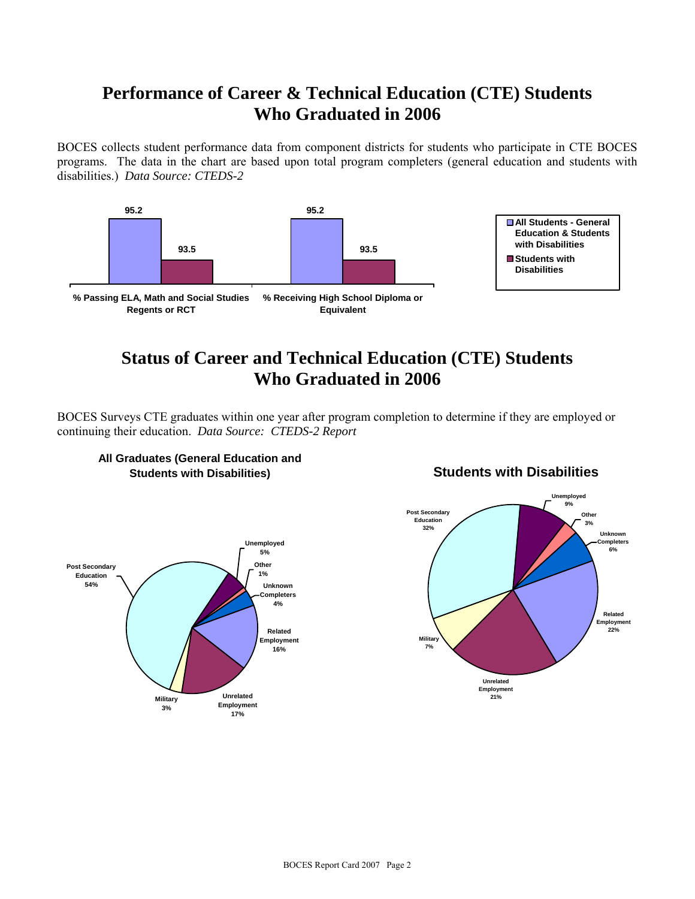# Performance of Career & Technical Education (CTE) Students Who Graduated in 2006

BOCES collects student performance data from component districts for students who participate in CTE BOCES programs. The data in the chart are based upon total program completers (general education and students with disabilities.) *Data Source: CTEDS-2*

95.2
93.5
95.2
93.5

% Passing ELA, Math and Social Studies Regents or RCT

% Receiving High School Diploma or Equivalent

All Students - General Education & Students with Disabilities

Students with Disabilities

# Status of Career and Technical Education (CTE) Students Who Graduated in 2006

BOCES Surveys CTE graduates within one year after program completion to determine if they are employed or continuing their education. *Data Source: CTEDS-2 Report*

**All Graduates (General Education and Students with Disabilities)**

Post Secondary Education 54%
Unemployed 5%
Other 1%
Unknown Completers 4%
Related Employment 16%
Unrelated Employment 17%
Military 3%

**Students with Disabilities**

Post Secondary Education 32%
Unemployed 9%
Other 3%
Unknown Completers 6%
Related Employment 22%
Unrelated Employment 21%
Military 7%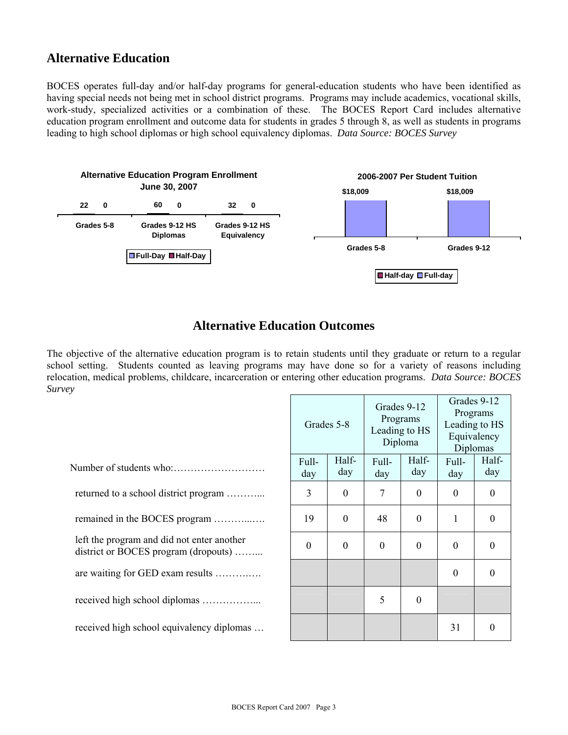## Alternative Education

BOCES operates full-day and/or half-day programs for general-education students who have been identified as having special needs not being met in school district programs. Programs may include academics, vocational skills, work-study, specialized activities or a combination of these. The BOCES Report Card includes alternative education program enrollment and outcome data for students in grades 5 through 8, as well as students in programs leading to high school diplomas or high school equivalency diplomas. *Data Source: BOCES Survey*

**Alternative Education Program Enrollment**
**June 30, 2007**

22 0
60 0
32 0

Grades 5-8
Grades 9-12 HS Diplomas
Grades 9-12 HS Equivalency

Full-Day Half-Day

**2006-2007 Per Student Tuition**

$18,009
$18,009

Grades 5-8
Grades 9-12

Half-day Full-day

## Alternative Education Outcomes

The objective of the alternative education program is to retain students until they graduate or return to a regular school setting. Students counted as leaving programs may have done so for a variety of reasons including relocation, medical problems, childcare, incarceration or entering other education programs. *Data Source: BOCES Survey*

| | Grades 5-8 | | Grades 9-12 Programs Leading to HS Diploma | | Grades 9-12 Programs Leading to HS Equivalency Diplomas | |
|---|---|---|---|---|---|---|
| Number of students who:……………………… | Full-day | Half-day | Full-day | Half-day | Full-day | Half-day |
| returned to a school district program ………... | 3 | 0 | 7 | 0 | 0 | 0 |
| remained in the BOCES program ………...…. | 19 | 0 | 48 | 0 | 1 | 0 |
| left the program and did not enter another district or BOCES program (dropouts) ……... | 0 | 0 | 0 | 0 | 0 | 0 |
| are waiting for GED exam results ………..…. | | | | | 0 | 0 |
| received high school diplomas ……………... | | | 5 | 0 | | |
| received high school equivalency diplomas … | | | | | 31 | 0 |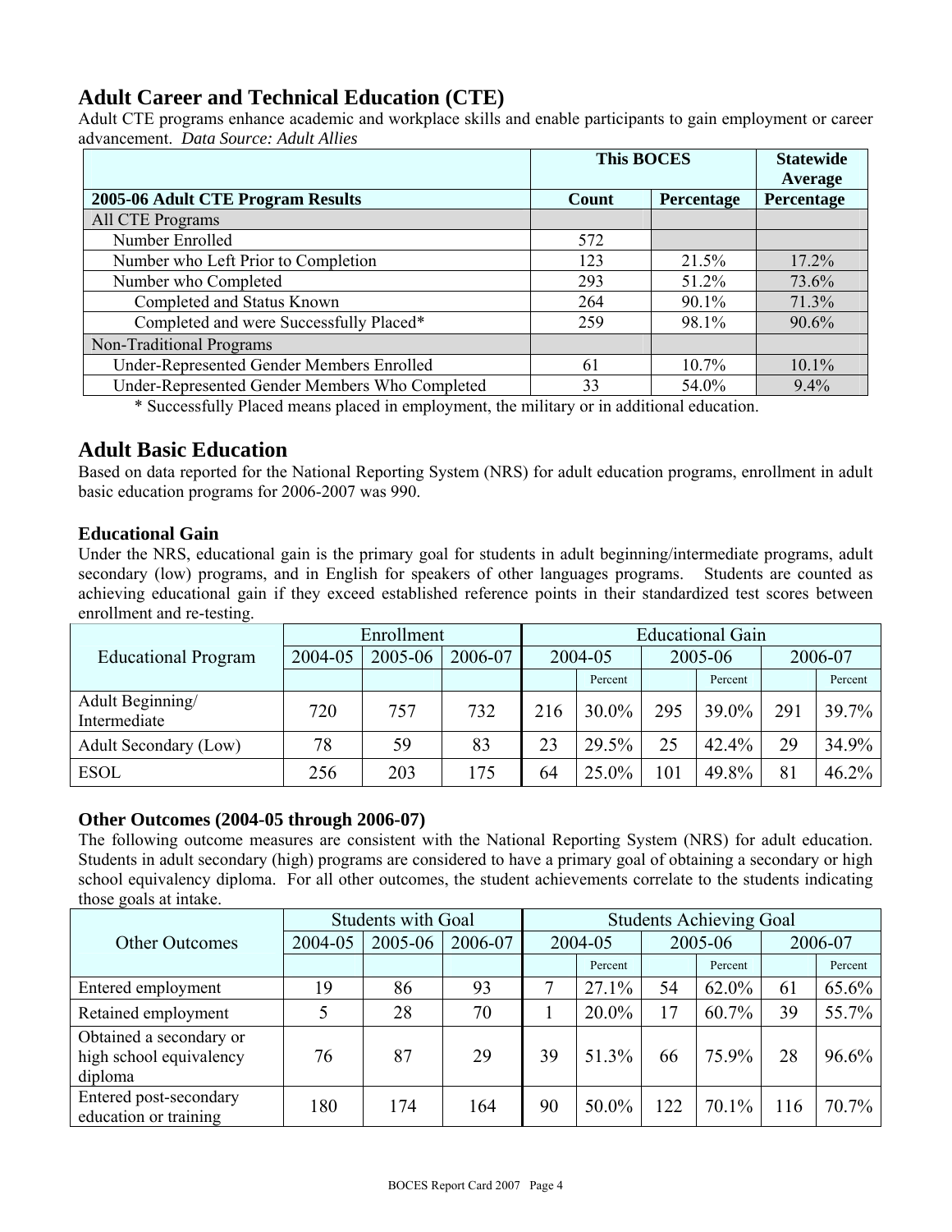## Adult Career and Technical Education (CTE)

Adult CTE programs enhance academic and workplace skills and enable participants to gain employment or career advancement. *Data Source: Adult Allies*

| | This BOCES | | Statewide Average |
|---|---|---|---|
| **2005-06 Adult CTE Program Results** | **Count** | **Percentage** | **Percentage** |
| All CTE Programs | | | |
| Number Enrolled | 572 | | |
| Number who Left Prior to Completion | 123 | 21.5% | 17.2% |
| Number who Completed | 293 | 51.2% | 73.6% |
| Completed and Status Known | 264 | 90.1% | 71.3% |
| Completed and were Successfully Placed* | 259 | 98.1% | 90.6% |
| Non-Traditional Programs | | | |
| Under-Represented Gender Members Enrolled | 61 | 10.7% | 10.1% |
| Under-Represented Gender Members Who Completed | 33 | 54.0% | 9.4% |

\* Successfully Placed means placed in employment, the military or in additional education.

## Adult Basic Education

Based on data reported for the National Reporting System (NRS) for adult education programs, enrollment in adult basic education programs for 2006-2007 was 990.

### Educational Gain

Under the NRS, educational gain is the primary goal for students in adult beginning/intermediate programs, adult secondary (low) programs, and in English for speakers of other languages programs. Students are counted as achieving educational gain if they exceed established reference points in their standardized test scores between enrollment and re-testing.

| Educational Program | Enrollment | | | Educational Gain | | | | | |
|---|---|---|---|---|---|---|---|---|---|
| | 2004-05 | 2005-06 | 2006-07 | 2004-05 | | 2005-06 | | 2006-07 | |
| | | | | | Percent | | Percent | | Percent |
| Adult Beginning/ Intermediate | 720 | 757 | 732 | 216 | 30.0% | 295 | 39.0% | 291 | 39.7% |
| Adult Secondary (Low) | 78 | 59 | 83 | 23 | 29.5% | 25 | 42.4% | 29 | 34.9% |
| ESOL | 256 | 203 | 175 | 64 | 25.0% | 101 | 49.8% | 81 | 46.2% |

### Other Outcomes (2004-05 through 2006-07)

The following outcome measures are consistent with the National Reporting System (NRS) for adult education. Students in adult secondary (high) programs are considered to have a primary goal of obtaining a secondary or high school equivalency diploma. For all other outcomes, the student achievements correlate to the students indicating those goals at intake.

| Other Outcomes | Students with Goal | | | Students Achieving Goal | | | | | |
|---|---|---|---|---|---|---|---|---|---|
| | 2004-05 | 2005-06 | 2006-07 | 2004-05 | | 2005-06 | | 2006-07 | |
| | | | | | Percent | | Percent | | Percent |
| Entered employment | 19 | 86 | 93 | 7 | 27.1% | 54 | 62.0% | 61 | 65.6% |
| Retained employment | 5 | 28 | 70 | 1 | 20.0% | 17 | 60.7% | 39 | 55.7% |
| Obtained a secondary or high school equivalency diploma | 76 | 87 | 29 | 39 | 51.3% | 66 | 75.9% | 28 | 96.6% |
| Entered post-secondary education or training | 180 | 174 | 164 | 90 | 50.0% | 122 | 70.1% | 116 | 70.7% |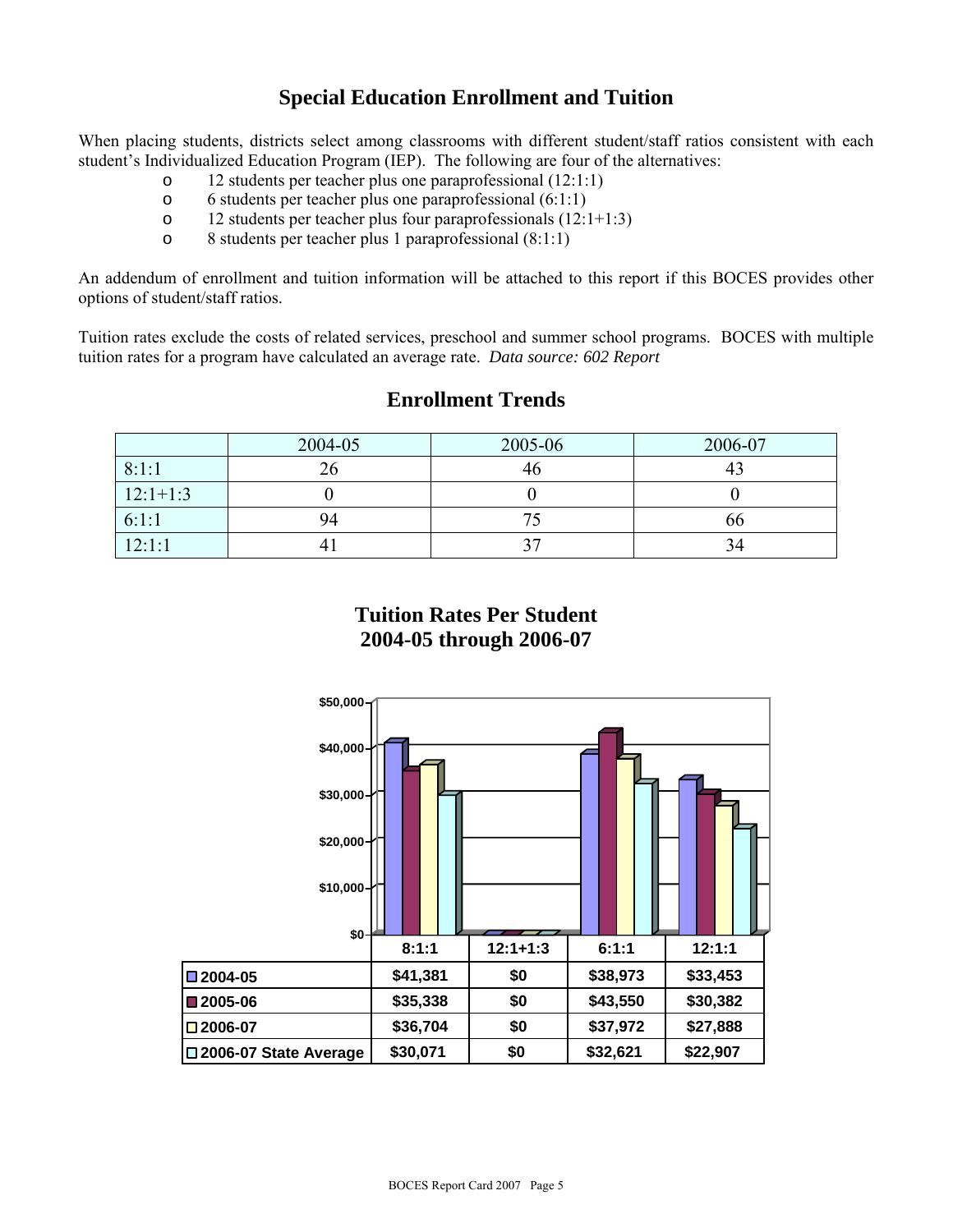## Special Education Enrollment and Tuition

When placing students, districts select among classrooms with different student/staff ratios consistent with each student's Individualized Education Program (IEP). The following are four of the alternatives:

- 12 students per teacher plus one paraprofessional (12:1:1)
- 6 students per teacher plus one paraprofessional (6:1:1)
- 12 students per teacher plus four paraprofessionals (12:1+1:3)
- 8 students per teacher plus 1 paraprofessional (8:1:1)

An addendum of enrollment and tuition information will be attached to this report if this BOCES provides other options of student/staff ratios.

Tuition rates exclude the costs of related services, preschool and summer school programs. BOCES with multiple tuition rates for a program have calculated an average rate. *Data source: 602 Report*

## Enrollment Trends

| | 2004-05 | 2005-06 | 2006-07 |
|---|---|---|---|
| 8:1:1 | 26 | 46 | 43 |
| 12:1+1:3 | 0 | 0 | 0 |
| 6:1:1 | 94 | 75 | 66 |
| 12:1:1 | 41 | 37 | 34 |

## Tuition Rates Per Student
## 2004-05 through 2006-07

$50,000
$40,000
$30,000
$20,000
$10,000
$0

8:1:1 | 12:1+1:3 | 6:1:1 | 12:1:1

2004-05: $41,381 | $0 | $38,973 | $33,453

2005-06: $35,338 | $0 | $43,550 | $30,382

2006-07: $36,704 | $0 | $37,972 | $27,888

2006-07 State Average: $30,071 | $0 | $32,621 | $22,907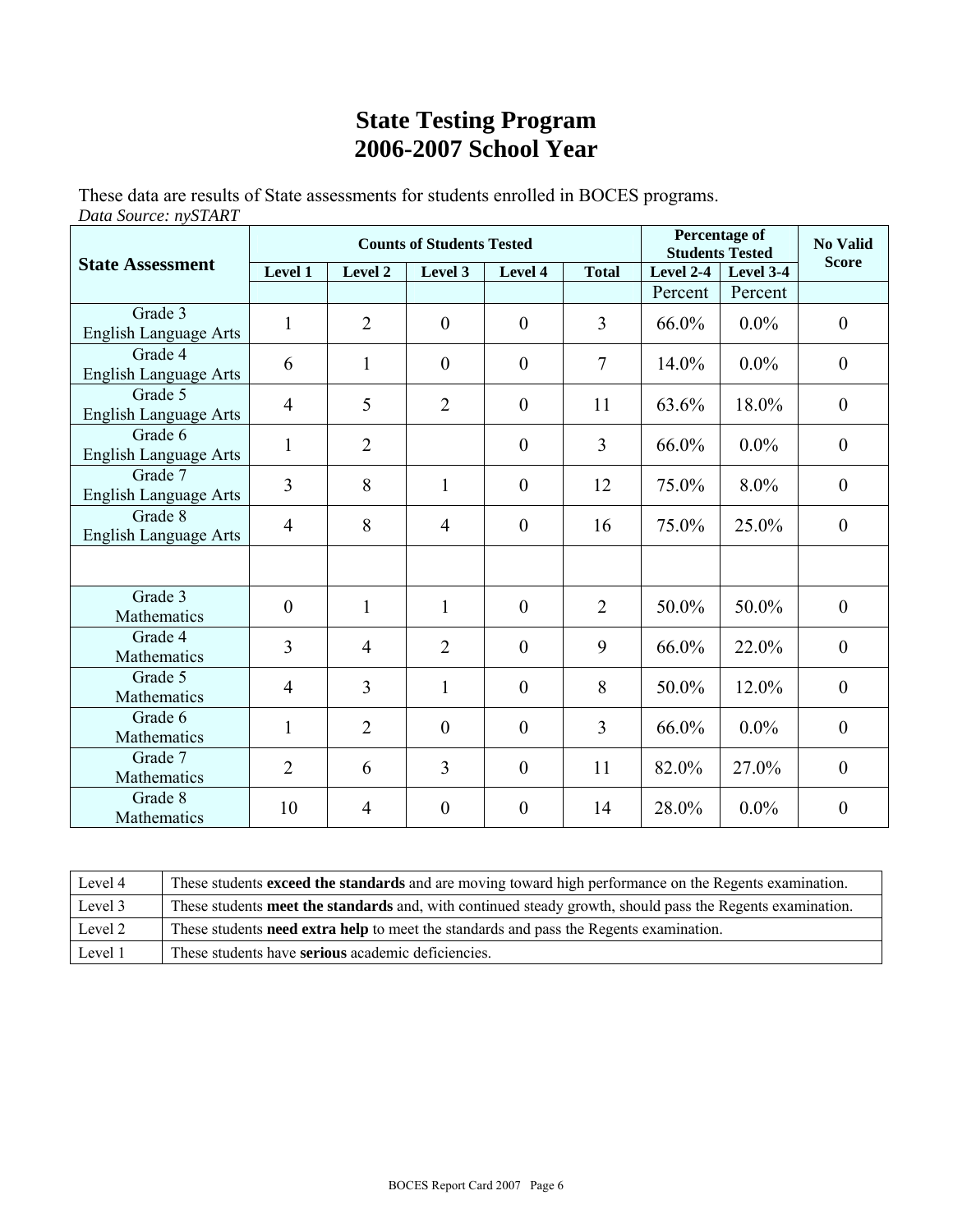# State Testing Program
# 2006-2007 School Year

These data are results of State assessments for students enrolled in BOCES programs.
*Data Source: nySTART*

| State Assessment | Counts of Students Tested | | | | | Percentage of Students Tested | | No Valid Score |
|---|---|---|---|---|---|---|---|---|
| | Level 1 | Level 2 | Level 3 | Level 4 | Total | Level 2-4 | Level 3-4 | |
| | | | | | | Percent | Percent | |
| Grade 3 English Language Arts | 1 | 2 | 0 | 0 | 3 | 66.0% | 0.0% | 0 |
| Grade 4 English Language Arts | 6 | 1 | 0 | 0 | 7 | 14.0% | 0.0% | 0 |
| Grade 5 English Language Arts | 4 | 5 | 2 | 0 | 11 | 63.6% | 18.0% | 0 |
| Grade 6 English Language Arts | 1 | 2 | | 0 | 3 | 66.0% | 0.0% | 0 |
| Grade 7 English Language Arts | 3 | 8 | 1 | 0 | 12 | 75.0% | 8.0% | 0 |
| Grade 8 English Language Arts | 4 | 8 | 4 | 0 | 16 | 75.0% | 25.0% | 0 |
| | | | | | | | | |
| Grade 3 Mathematics | 0 | 1 | 1 | 0 | 2 | 50.0% | 50.0% | 0 |
| Grade 4 Mathematics | 3 | 4 | 2 | 0 | 9 | 66.0% | 22.0% | 0 |
| Grade 5 Mathematics | 4 | 3 | 1 | 0 | 8 | 50.0% | 12.0% | 0 |
| Grade 6 Mathematics | 1 | 2 | 0 | 0 | 3 | 66.0% | 0.0% | 0 |
| Grade 7 Mathematics | 2 | 6 | 3 | 0 | 11 | 82.0% | 27.0% | 0 |
| Grade 8 Mathematics | 10 | 4 | 0 | 0 | 14 | 28.0% | 0.0% | 0 |

| | |
|---|---|
| Level 4 | These students **exceed the standards** and are moving toward high performance on the Regents examination. |
| Level 3 | These students **meet the standards** and, with continued steady growth, should pass the Regents examination. |
| Level 2 | These students **need extra help** to meet the standards and pass the Regents examination. |
| Level 1 | These students have **serious** academic deficiencies. |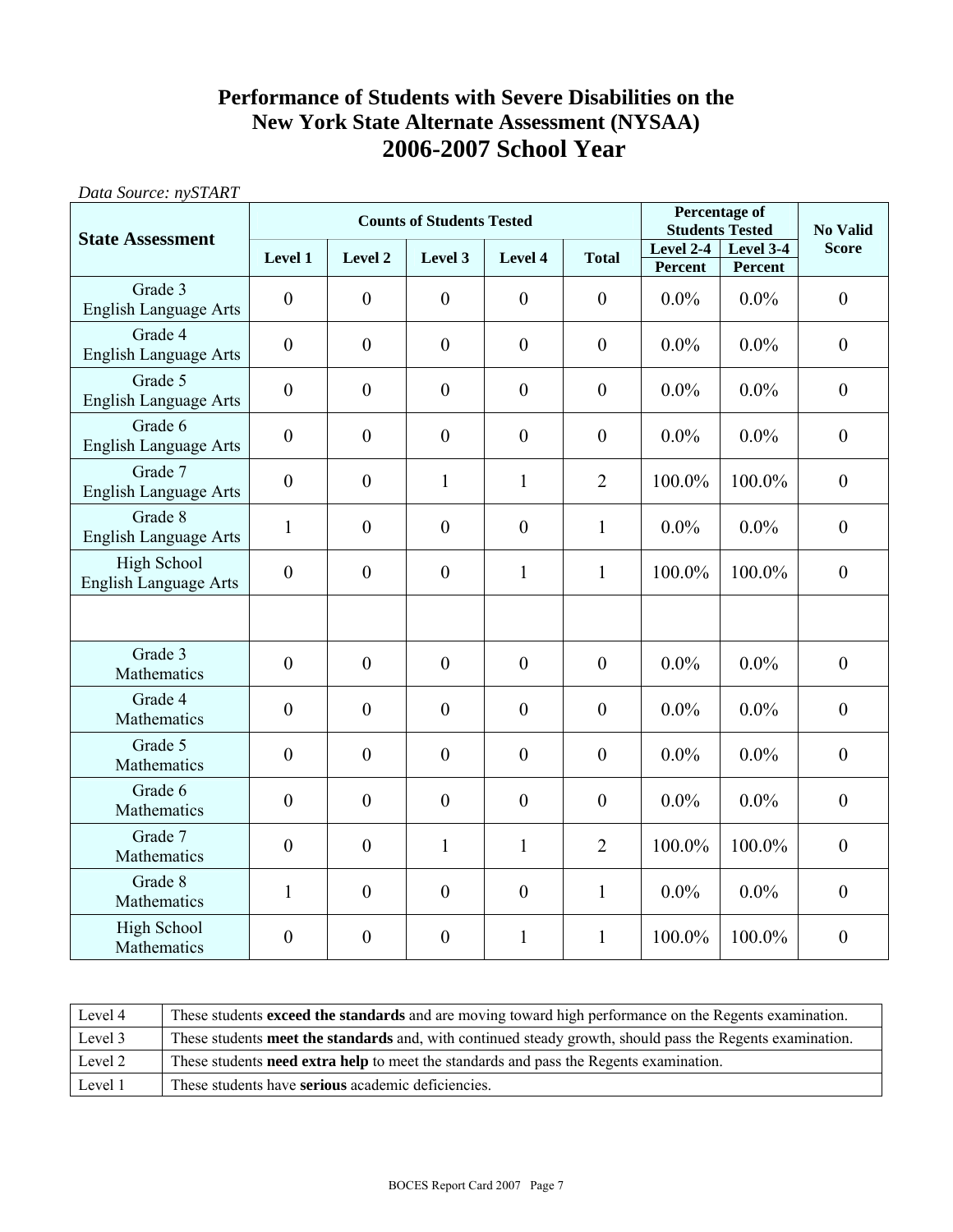# Performance of Students with Severe Disabilities on the New York State Alternate Assessment (NYSAA)
## 2006-2007 School Year

*Data Source: nySTART*

| State Assessment | Counts of Students Tested | | | | | Percentage of Students Tested | | No Valid Score |
|---|---|---|---|---|---|---|---|---|
| | Level 1 | Level 2 | Level 3 | Level 4 | Total | Level 2-4 Percent | Level 3-4 Percent | |
| Grade 3 English Language Arts | 0 | 0 | 0 | 0 | 0 | 0.0% | 0.0% | 0 |
| Grade 4 English Language Arts | 0 | 0 | 0 | 0 | 0 | 0.0% | 0.0% | 0 |
| Grade 5 English Language Arts | 0 | 0 | 0 | 0 | 0 | 0.0% | 0.0% | 0 |
| Grade 6 English Language Arts | 0 | 0 | 0 | 0 | 0 | 0.0% | 0.0% | 0 |
| Grade 7 English Language Arts | 0 | 0 | 1 | 1 | 2 | 100.0% | 100.0% | 0 |
| Grade 8 English Language Arts | 1 | 0 | 0 | 0 | 1 | 0.0% | 0.0% | 0 |
| High School English Language Arts | 0 | 0 | 0 | 1 | 1 | 100.0% | 100.0% | 0 |
| | | | | | | | | |
| Grade 3 Mathematics | 0 | 0 | 0 | 0 | 0 | 0.0% | 0.0% | 0 |
| Grade 4 Mathematics | 0 | 0 | 0 | 0 | 0 | 0.0% | 0.0% | 0 |
| Grade 5 Mathematics | 0 | 0 | 0 | 0 | 0 | 0.0% | 0.0% | 0 |
| Grade 6 Mathematics | 0 | 0 | 0 | 0 | 0 | 0.0% | 0.0% | 0 |
| Grade 7 Mathematics | 0 | 0 | 1 | 1 | 2 | 100.0% | 100.0% | 0 |
| Grade 8 Mathematics | 1 | 0 | 0 | 0 | 1 | 0.0% | 0.0% | 0 |
| High School Mathematics | 0 | 0 | 0 | 1 | 1 | 100.0% | 100.0% | 0 |

| | |
|---|---|
| Level 4 | These students **exceed the standards** and are moving toward high performance on the Regents examination. |
| Level 3 | These students **meet the standards** and, with continued steady growth, should pass the Regents examination. |
| Level 2 | These students **need extra help** to meet the standards and pass the Regents examination. |
| Level 1 | These students have **serious** academic deficiencies. |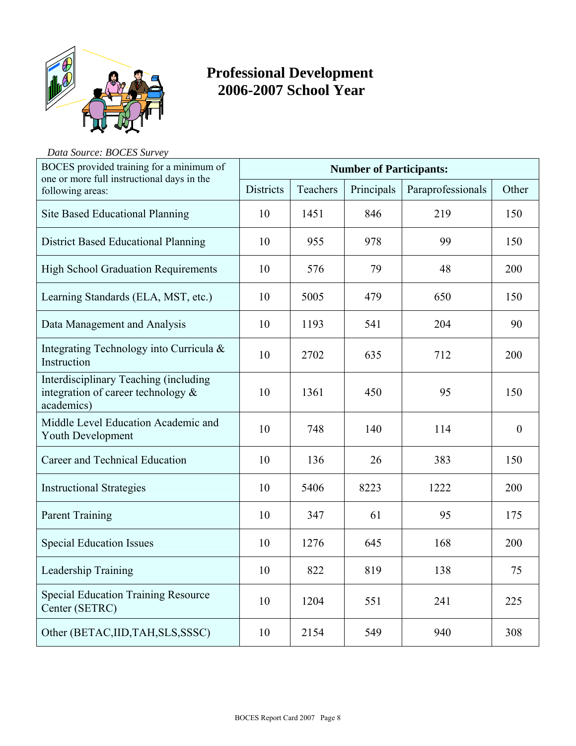# Professional Development 2006-2007 School Year

*Data Source: BOCES Survey*

| BOCES provided training for a minimum of one or more full instructional days in the following areas: | Number of Participants: | | | | |
|---|---|---|---|---|---|
| | Districts | Teachers | Principals | Paraprofessionals | Other |
| Site Based Educational Planning | 10 | 1451 | 846 | 219 | 150 |
| District Based Educational Planning | 10 | 955 | 978 | 99 | 150 |
| High School Graduation Requirements | 10 | 576 | 79 | 48 | 200 |
| Learning Standards (ELA, MST, etc.) | 10 | 5005 | 479 | 650 | 150 |
| Data Management and Analysis | 10 | 1193 | 541 | 204 | 90 |
| Integrating Technology into Curricula & Instruction | 10 | 2702 | 635 | 712 | 200 |
| Interdisciplinary Teaching (including integration of career technology & academics) | 10 | 1361 | 450 | 95 | 150 |
| Middle Level Education Academic and Youth Development | 10 | 748 | 140 | 114 | 0 |
| Career and Technical Education | 10 | 136 | 26 | 383 | 150 |
| Instructional Strategies | 10 | 5406 | 8223 | 1222 | 200 |
| Parent Training | 10 | 347 | 61 | 95 | 175 |
| Special Education Issues | 10 | 1276 | 645 | 168 | 200 |
| Leadership Training | 10 | 822 | 819 | 138 | 75 |
| Special Education Training Resource Center (SETRC) | 10 | 1204 | 551 | 241 | 225 |
| Other (BETAC,IID,TAH,SLS,SSSC) | 10 | 2154 | 549 | 940 | 308 |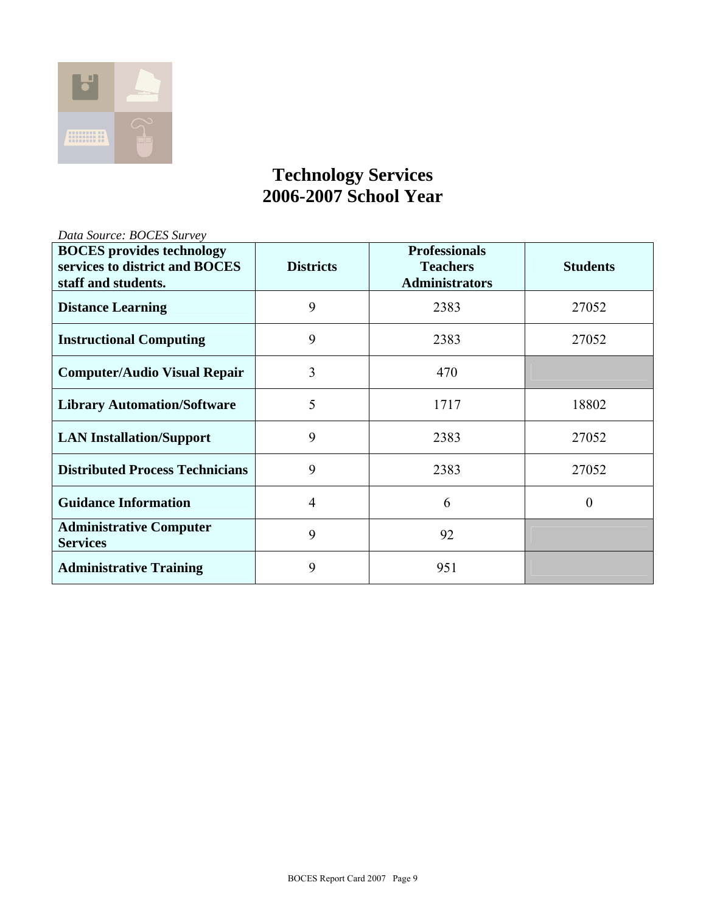# Technology Services
# 2006-2007 School Year

*Data Source: BOCES Survey*

| BOCES provides technology services to district and BOCES staff and students. | Districts | Professionals Teachers Administrators | Students |
|---|---|---|---|
| **Distance Learning** | 9 | 2383 | 27052 |
| **Instructional Computing** | 9 | 2383 | 27052 |
| **Computer/Audio Visual Repair** | 3 | 470 | |
| **Library Automation/Software** | 5 | 1717 | 18802 |
| **LAN Installation/Support** | 9 | 2383 | 27052 |
| **Distributed Process Technicians** | 9 | 2383 | 27052 |
| **Guidance Information** | 4 | 6 | 0 |
| **Administrative Computer Services** | 9 | 92 | |
| **Administrative Training** | 9 | 951 | |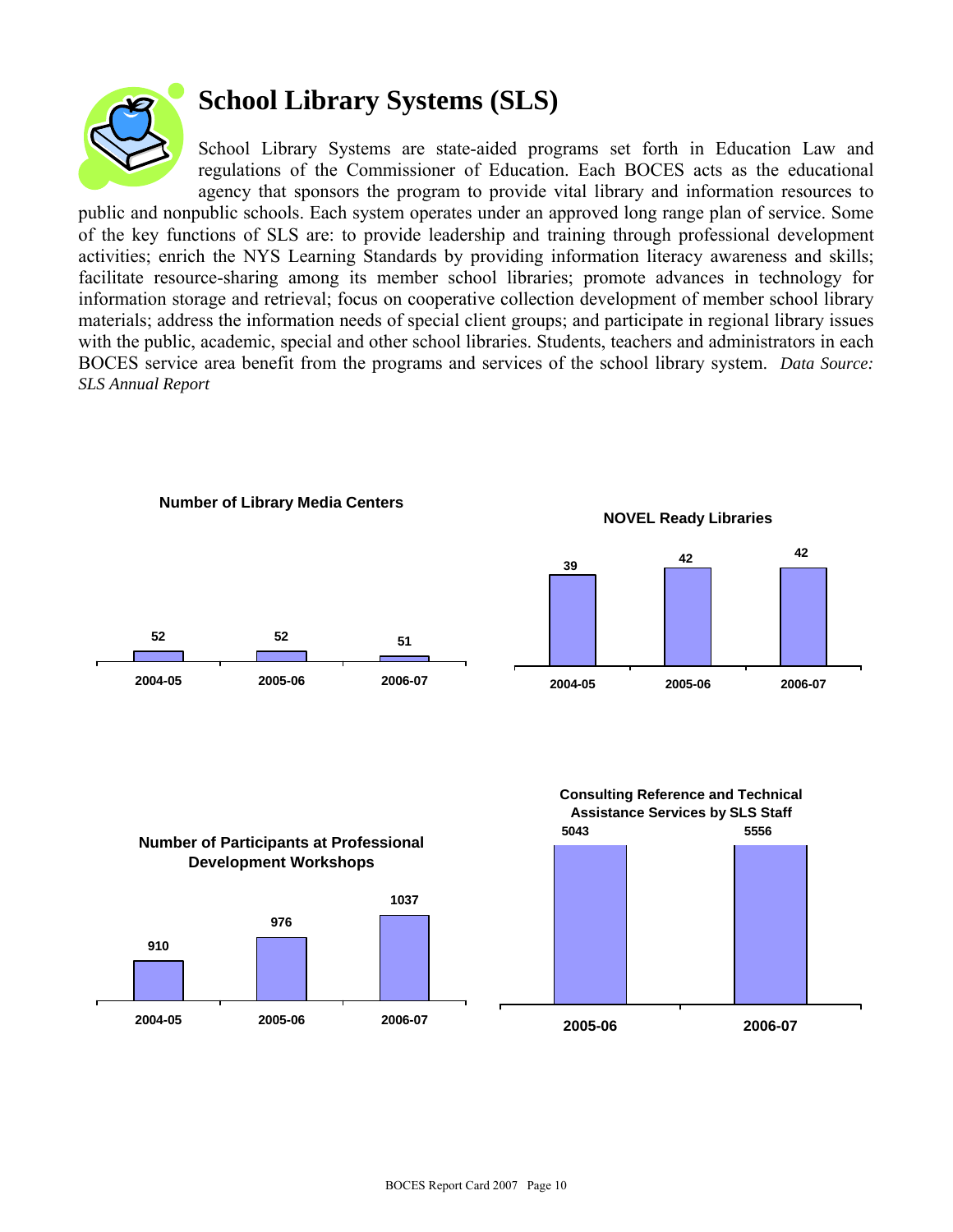# School Library Systems (SLS)

School Library Systems are state-aided programs set forth in Education Law and regulations of the Commissioner of Education. Each BOCES acts as the educational agency that sponsors the program to provide vital library and information resources to public and nonpublic schools. Each system operates under an approved long range plan of service. Some of the key functions of SLS are: to provide leadership and training through professional development activities; enrich the NYS Learning Standards by providing information literacy awareness and skills; facilitate resource-sharing among its member school libraries; promote advances in technology for information storage and retrieval; focus on cooperative collection development of member school library materials; address the information needs of special client groups; and participate in regional library issues with the public, academic, special and other school libraries. Students, teachers and administrators in each BOCES service area benefit from the programs and services of the school library system. *Data Source: SLS Annual Report*

**Number of Library Media Centers**

52
52
51
2004-05
2005-06
2006-07

**NOVEL Ready Libraries**

39
42
42
2004-05
2005-06
2006-07

**Number of Participants at Professional Development Workshops**

910
976
1037
2004-05
2005-06
2006-07

**Consulting Reference and Technical Assistance Services by SLS Staff**

5043
5556
2005-06
2006-07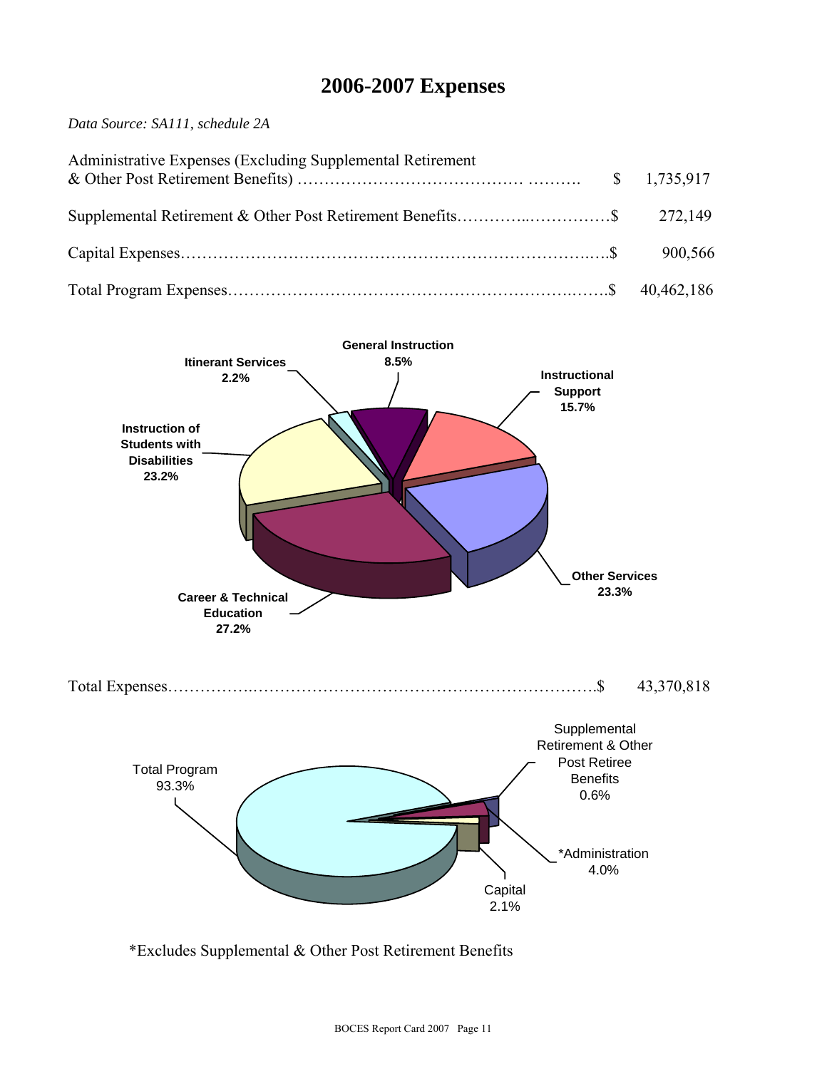# 2006-2007 Expenses

*Data Source: SA111, schedule 2A*

Administrative Expenses (Excluding Supplemental Retirement & Other Post Retirement Benefits) ……………………………………. ………. $ 1,735,917

Supplemental Retirement & Other Post Retirement Benefits…………..……………$ 272,149

Capital Expenses………………………………………………………………..….$ 900,566

Total Program Expenses……………………………………………………..…….$ 40,462,186

General Instruction
8.5%

Instructional Support
15.7%

Other Services
23.3%

Career & Technical Education
27.2%

Instruction of Students with Disabilities
23.2%

Itinerant Services
2.2%

Total Expenses……………..………………………………………………………..$ 43,370,818

Total Program
93.3%

Supplemental Retirement & Other Post Retiree Benefits
0.6%

*Administration
4.0%

Capital
2.1%

*Excludes Supplemental & Other Post Retirement Benefits